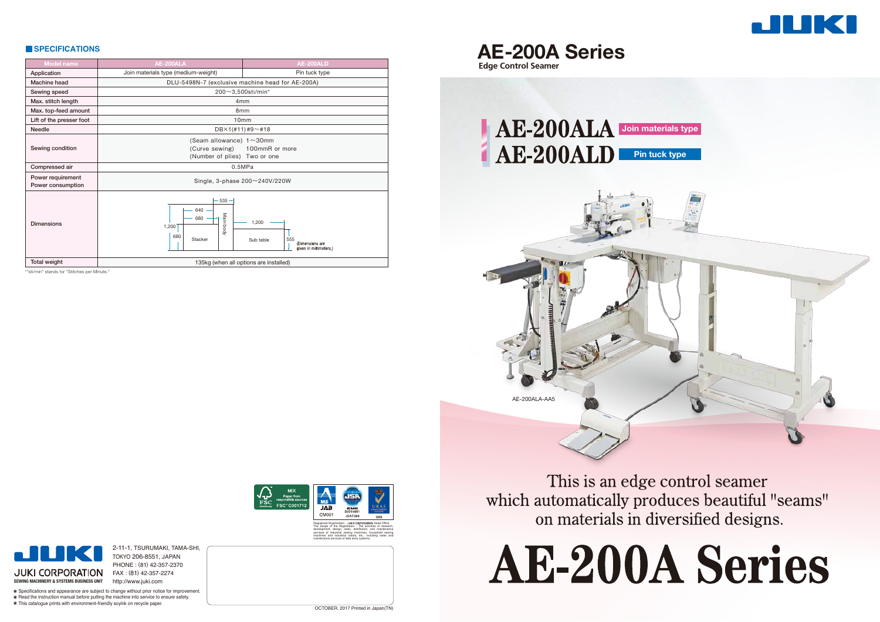## SPECIFICATIONS

| Model name | AE-200ALA | AE-200ALD |
|---|---|---|
| Application | Join materials type (medium-weight) | Pin tuck type |
| Machine head | DLU-5498N-7 (exclusive machine head for AE-200A) | |
| Sewing speed | 200～3,500sti/min* | |
| Max. stitch length | 4mm | |
| Max. top-feed amount | 8mm | |
| Lift of the presser foot | 10mm | |
| Needle | DB×1(#11)#9～#18 | |
| Sewing condition | (Seam allowance) 1～30mm<br>(Curve sewing) 100mmR or more<br>(Number of plies) Two or one | |
| Compressed air | 0.5MPa | |
| Power requirement<br>Power consumption | Single, 3-phase 200～240V/220W | |
| Dimensions | Stacker / Main body / Sub table: 535, 640, 680, 1,200, 680, 1,200, 555 (Dimensions are given in millimeters.) | |
| Total weight | 135kg (when all options are installed) | |

*"sti/min" stands for "Stitches per Minute."

JUKI CORPORATION
SEWING MACHINERY & SYSTEMS BUSINESS UNIT

2-11-1, TSURUMAKI, TAMA-SHI, TOKYO 206-8551, JAPAN
PHONE : (81) 42-357-2370
FAX : (81) 42-357-2274
http://www.juki.com

* Specifications and appearance are subject to change without prior notice for improvement.
* Read the instruction manual before putting the machine into service to ensure safety.
* This catalogue prints with environment-friendly soyink on recycle paper.

MIX Paper from responsible sources FSC® C001712

Registered Organization : JUKI CORPORATION Head Office
The Scope of the Registration : The activities of research, development, design, sales, distribution, and maintenance services of industrial sewing machines, household sewing machines and industrial robots, etc., including sales and maintenance services of data entry systems.

OCTOBER, 2017 Printed in Japan(TN)

# AE-200A Series

Edge Control Seamer

**AE-200ALA** Join materials type

**AE-200ALD** Pin tuck type

AE-200ALA-AA5

This is an edge control seamer which automatically produces beautiful "seams" on materials in diversified designs.

# AE-200A Series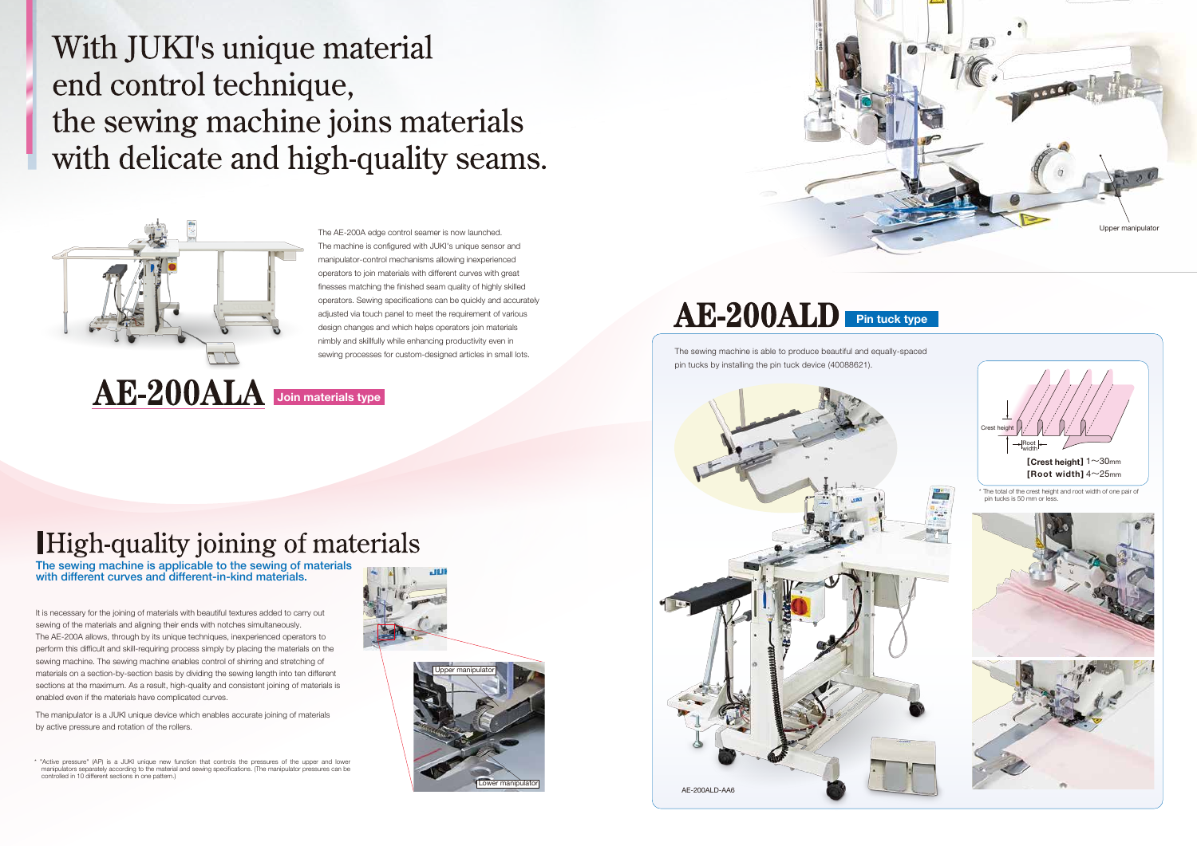# With JUKI's unique material end control technique, the sewing machine joins materials with delicate and high-quality seams.

The AE-200A edge control seamer is now launched. The machine is configured with JUKI's unique sensor and manipulator-control mechanisms allowing inexperienced operators to join materials with different curves with great finesses matching the finished seam quality of highly skilled operators. Sewing specifications can be quickly and accurately adjusted via touch panel to meet the requirement of various design changes and which helps operators join materials nimbly and skillfully while enhancing productivity even in sewing processes for custom-designed articles in small lots.

## AE-200ALA Join materials type

## High-quality joining of materials

**The sewing machine is applicable to the sewing of materials with different curves and different-in-kind materials.**

It is necessary for the joining of materials with beautiful textures added to carry out sewing of the materials and aligning their ends with notches simultaneously. The AE-200A allows, through by its unique techniques, inexperienced operators to perform this difficult and skill-requiring process simply by placing the materials on the sewing machine. The sewing machine enables control of shirring and stretching of materials on a section-by-section basis by dividing the sewing length into ten different sections at the maximum. As a result, high-quality and consistent joining of materials is enabled even if the materials have complicated curves.

The manipulator is a JUKI unique device which enables accurate joining of materials by active pressure and rotation of the rollers.

Upper manipulator

Lower manipulator

\* "Active pressure" (AP) is a JUKI unique new function that controls the pressures of the upper and lower manipulators separately according to the material and sewing specifications. (The manipulator pressures can be controlled in 10 different sections in one pattern.)

Upper manipulator

## AE-200ALD Pin tuck type

The sewing machine is able to produce beautiful and equally-spaced pin tucks by installing the pin tuck device (40088621).

Crest height

Root width

**[Crest height]** 1～30mm
**[Root width]** 4～25mm

\* The total of the crest height and root width of one pair of pin tucks is 50 mm or less.

AE-200ALD-AA6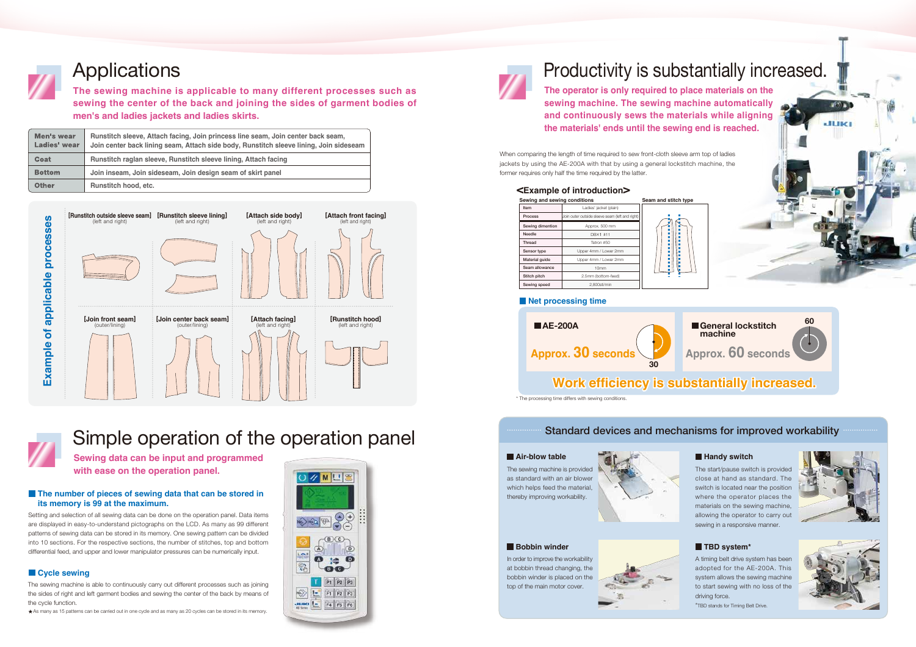# Applications

**The sewing machine is applicable to many different processes such as sewing the center of the back and joining the sides of garment bodies of men's and ladies jackets and ladies skirts.**

| | |
|---|---|
| Men's wear Ladies' wear | Runstitch sleeve, Attach facing, Join princess line seam, Join center back seam, Join center back lining seam, Attach side body, Runstitch sleeve lining, Join sideseam |
| Coat | Runstitch raglan sleeve, Runstitch sleeve lining, Attach facing |
| Bottom | Join inseam, Join sideseam, Join design seam of skirt panel |
| Other | Runstitch hood, etc. |

## Example of applicable processes

- [Runstitch outside sleeve seam] (left and right)
- [Runstitch sleeve lining] (left and right)
- [Attach side body] (left and right)
- [Attach front facing] (left and right)
- [Join front seam] (outer/lining)
- [Join center back seam] (outer/lining)
- [Attach facing] (left and right)
- [Runstitch hood] (left and right)

# Simple operation of the operation panel

**Sewing data can be input and programmed with ease on the operation panel.**

### The number of pieces of sewing data that can be stored in its memory is 99 at the maximum.

Setting and selection of all sewing data can be done on the operation panel. Data items are displayed in easy-to-understand pictographs on the LCD. As many as 99 different patterns of sewing data can be stored in its memory. One sewing pattern can be divided into 10 sections. For the respective sections, the number of stitches, top and bottom differential feed, and upper and lower manipulator pressures can be numerically input.

### Cycle sewing

The sewing machine is able to continuously carry out different processes such as joining the sides of right and left garment bodies and sewing the center of the back by means of the cycle function.

★As many as 15 patterns can be carried out in one cycle and as many as 20 cycles can be stored in its memory.

# Productivity is substantially increased.

**The operator is only required to place materials on the sewing machine. The sewing machine automatically and continuously sews the materials while aligning the materials' ends until the sewing end is reached.**

When comparing the length of time required to sew front-cloth sleeve arm top of ladies jackets by using the AE-200A with that by using a general lockstitch machine, the former requires only half the time required by the latter.

## <Example of introduction>

Sewing and sewing conditions

| Item | Ladies' jacket (plain) |
|---|---|
| Process | Join outer outside sleeve seam (left and right) |
| Sewing dimention | Approx. 500 mm |
| Needle | DB×1 #11 |
| Thread | Tetron #50 |
| Sensor type | Upper 4mm / Lower 2mm |
| Material guide | Upper 4mm / Lower 2mm |
| Seam allowance | 10mm |
| Stitch pitch | 2.5mm (bottom-feed) |
| Sewing speed | 2,800sti/min |

Seam and stitch type

### Net processing time

- **AE-200A**: Approx. 30 seconds
- **General lockstitch machine**: Approx. 60 seconds

**Work efficiency is substantially increased.**

* The processing time differs with sewing conditions.

## Standard devices and mechanisms for improved workability

### Air-blow table

The sewing machine is provided as standard with an air blower which helps feed the material, thereby improving workability.

### Handy switch

The start/pause switch is provided close at hand as standard. The switch is located near the position where the operator places the materials on the sewing machine, allowing the operator to carry out sewing in a responsive manner.

### Bobbin winder

In order to improve the workability at bobbin thread changing, the bobbin winder is placed on the top of the main motor cover.

### TBD system*

A timing belt drive system has been adopted for the AE-200A. This system allows the sewing machine to start sewing with no loss of the driving force.

*TBD stands for Timing Belt Drive.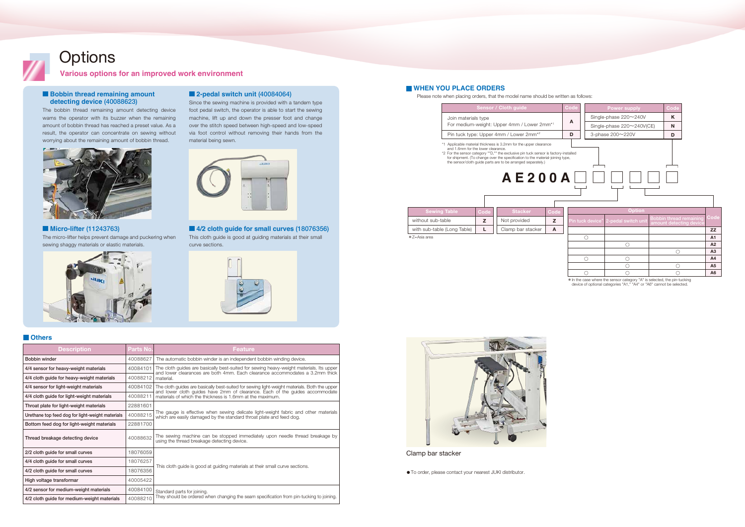# Options

## Various options for an improved work environment

### Bobbin thread remaining amount detecting device (40088623)

The bobbin thread remaining amount detecting device warns the operator with its buzzer when the remaining amount of bobbin thread has reached a preset value. As a result, the operator can concentrate on sewing without worrying about the remaining amount of bobbin thread.

### 2-pedal switch unit (40084064)

Since the sewing machine is provided with a tandem type foot pedal switch, the operator is able to start the sewing machine, lift up and down the presser foot and change over the stitch speed between high-speed and low-speed via foot control without removing their hands from the material being sewn.

### Micro-lifter (11243763)

The micro-lifter helps prevent damage and puckering when sewing shaggy materials or elastic materials.

### 4/2 cloth guide for small curves (18076356)

This cloth guide is good at guiding materials at their small curve sections.

### Others

| Description | Parts No. | Feature |
|---|---|---|
| Bobbin winder | 40088627 | The automatic bobbin winder is an independent bobbin winding device. |
| 4/4 sensor for heavy-weight materials | 40084101 | The cloth guides are basically best-suited for sewing heavy-weight materials. Its upper and lower clearances are both 4mm. Each clearance accommodates a 3.2mm thick material. |
| 4/4 cloth guide for heavy-weight materials | 40088212 | |
| 4/4 sensor for light-weight materials | 40084102 | The cloth guides are basically best-suited for sewing light-weight materials. Both the upper and lower cloth guides have 2mm of clearance. Each of the guides accommodate materials of which the thickness is 1.6mm at the maximum. |
| 4/4 cloth guide for light-weight materials | 40088211 | |
| Throat plate for light-weight materials | 22881601 | The gauge is effective when sewing delicate light-weight fabric and other materials which are easily damaged by the standard throat plate and feed dog. |
| Urethane top feed dog for light-weight materials | 40088215 | |
| Bottom feed dog for light-weight materials | 22881700 | |
| Thread breakage detecting device | 40088632 | The sewing machine can be stopped immediately upon needle thread breakage by using the thread breakage detecting device. |
| 2/2 cloth guide for small curves | 18076059 | This cloth guide is good at guiding materials at their small curve sections. |
| 4/4 cloth guide for small curves | 18076257 | |
| 4/2 cloth guide for small curves | 18076356 | |
| High voltage transformar | 40005422 | |
| 4/2 sensor for medium-weight materials | 40084100 | Standard parts for joining. They should be ordered when changing the seam specification from pin-tucking to joining. |
| 4/2 cloth guide for medium-weight materials | 40088210 | |

### WHEN YOU PLACE ORDERS

Please note when placing orders, that the model name should be written as follows:

| Sensor / Cloth guide | Code |
|---|---|
| Join materials type<br>For medium-weight: Upper 4mm / Lower 2mm*1 | A |
| Pin tuck type: Upper 4mm / Lower 2mm*2 | D |

| Power supply | Code |
|---|---|
| Single-phase 220〜240V | K |
| Single-phase 220〜240V(CE) | N |
| 3-phase 200〜220V | D |

*1 Applicable material thickness is 3.2mm for the upper clearance and 1.6mm for the lower clearance.
*2 For the sensor category "D," the exclusive pin tuck sensor is factory-installed for shipment. (To change over the specification to the material-joining type, the sensor/cloth guide parts are to be arranged separately.)

**AE200A□□□□□□**

| Sewing Table | Code |
|---|---|
| without sub-table | Z |
| with sub-table (Long Table) | L |

*Z=Asia area

| Stacker | Code |
|---|---|
| Not provided | Z |
| Clamp bar stacker | A |

| Option | | | |
|---|---|---|---|
| Pin tuck device* | 2-pedal switch unit | Bobbin thread remaining amount detecting device | Code |
| | | | ZZ |
| ○ | | | A1 |
| | ○ | | A2 |
| | | ○ | A3 |
| ○ | ○ | | A4 |
| | ○ | ○ | A5 |
| ○ | ○ | ○ | A6 |

* In the case where the sensor category "A" is selected, the pin-tucking device of optional categories "A1," "A4" or "A6" cannot be selected.

Clamp bar stacker

● To order, please contact your nearest JUKI distributor.